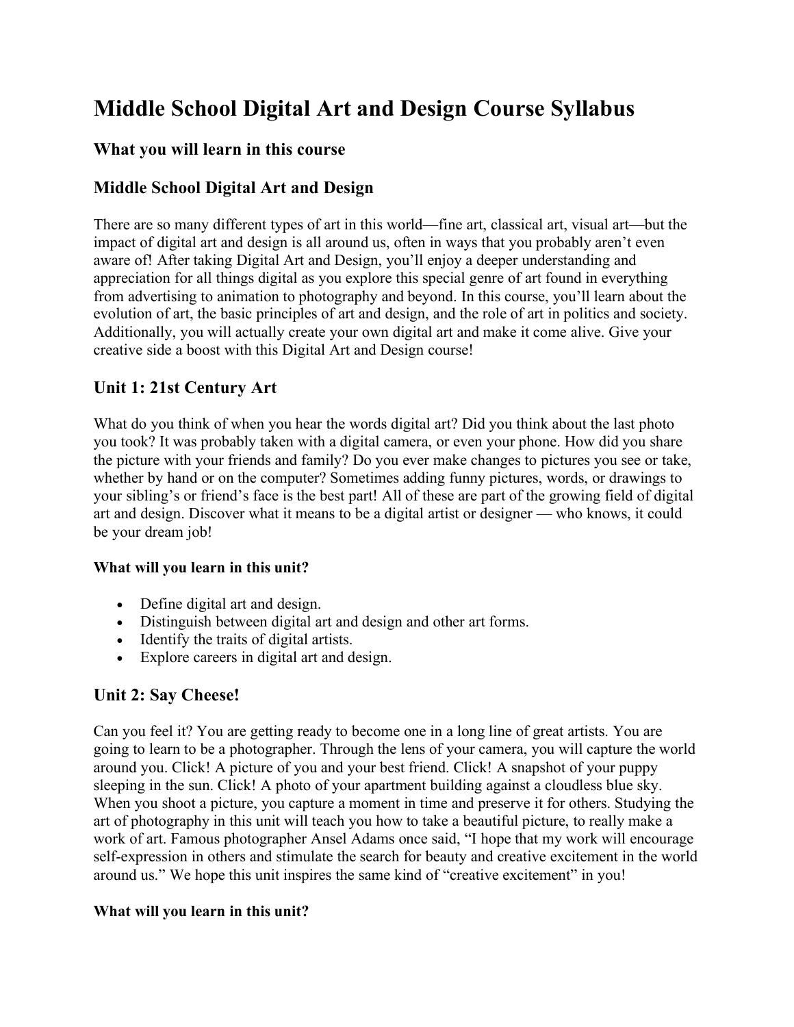# Middle School Digital Art and Design Course Syllabus

## What you will learn in this course

## Middle School Digital Art and Design

There are so many different types of art in this world—fine art, classical art, visual art—but the impact of digital art and design is all around us, often in ways that you probably aren't even aware of! After taking Digital Art and Design, you'll enjoy a deeper understanding and appreciation for all things digital as you explore this special genre of art found in everything from advertising to animation to photography and beyond. In this course, you'll learn about the evolution of art, the basic principles of art and design, and the role of art in politics and society. Additionally, you will actually create your own digital art and make it come alive. Give your creative side a boost with this Digital Art and Design course!

## Unit 1: 21st Century Art

What do you think of when you hear the words digital art? Did you think about the last photo you took? It was probably taken with a digital camera, or even your phone. How did you share the picture with your friends and family? Do you ever make changes to pictures you see or take, whether by hand or on the computer? Sometimes adding funny pictures, words, or drawings to your sibling's or friend's face is the best part! All of these are part of the growing field of digital art and design. Discover what it means to be a digital artist or designer — who knows, it could be your dream job!

#### What will you learn in this unit?

- Define digital art and design.
- Distinguish between digital art and design and other art forms.
- Identify the traits of digital artists.
- Explore careers in digital art and design.

## Unit 2: Say Cheese!

Can you feel it? You are getting ready to become one in a long line of great artists. You are going to learn to be a photographer. Through the lens of your camera, you will capture the world around you. Click! A picture of you and your best friend. Click! A snapshot of your puppy sleeping in the sun. Click! A photo of your apartment building against a cloudless blue sky. When you shoot a picture, you capture a moment in time and preserve it for others. Studying the art of photography in this unit will teach you how to take a beautiful picture, to really make a work of art. Famous photographer Ansel Adams once said, "I hope that my work will encourage self-expression in others and stimulate the search for beauty and creative excitement in the world around us." We hope this unit inspires the same kind of "creative excitement" in you!

#### What will you learn in this unit?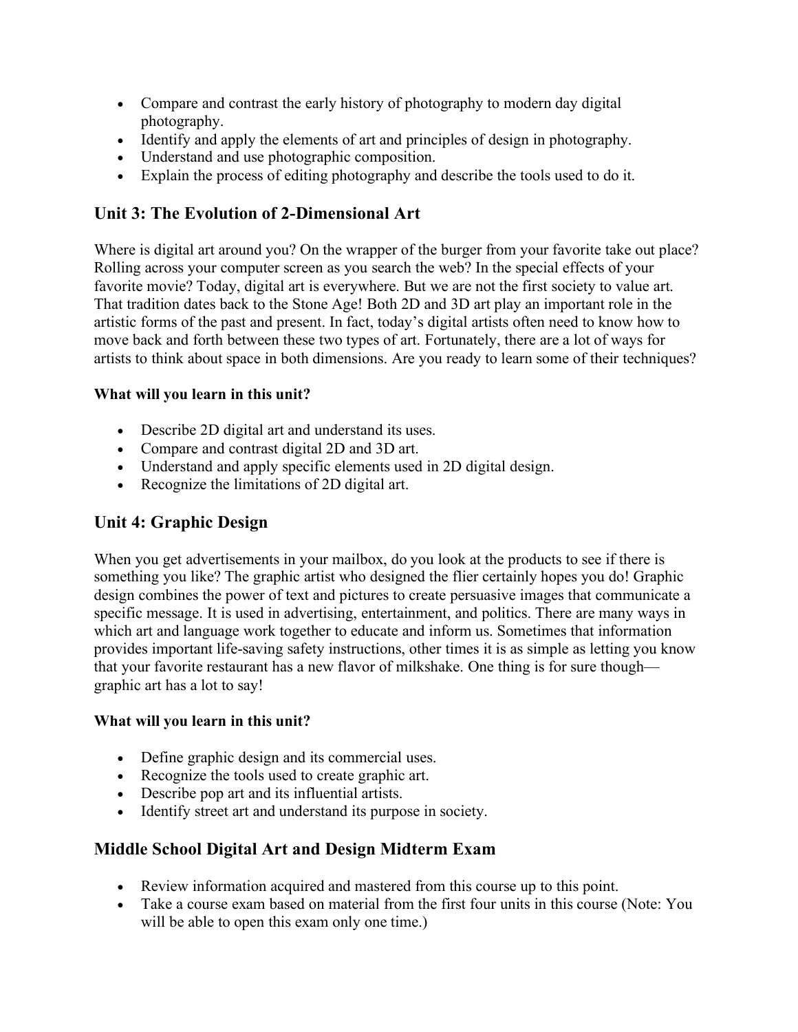- Compare and contrast the early history of photography to modern day digital photography.
- Identify and apply the elements of art and principles of design in photography.
- Understand and use photographic composition.
- Explain the process of editing photography and describe the tools used to do it.

## Unit 3: The Evolution of 2-Dimensional Art

Where is digital art around you? On the wrapper of the burger from your favorite take out place? Rolling across your computer screen as you search the web? In the special effects of your favorite movie? Today, digital art is everywhere. But we are not the first society to value art. That tradition dates back to the Stone Age! Both 2D and 3D art play an important role in the artistic forms of the past and present. In fact, today's digital artists often need to know how to move back and forth between these two types of art. Fortunately, there are a lot of ways for artists to think about space in both dimensions. Are you ready to learn some of their techniques?

**What will you learn in this unit?**

- Describe 2D digital art and understand its uses.
- Compare and contrast digital 2D and 3D art.
- Understand and apply specific elements used in 2D digital design.
- Recognize the limitations of 2D digital art.

## Unit 4: Graphic Design

When you get advertisements in your mailbox, do you look at the products to see if there is something you like? The graphic artist who designed the flier certainly hopes you do! Graphic design combines the power of text and pictures to create persuasive images that communicate a specific message. It is used in advertising, entertainment, and politics. There are many ways in which art and language work together to educate and inform us. Sometimes that information provides important life-saving safety instructions, other times it is as simple as letting you know that your favorite restaurant has a new flavor of milkshake. One thing is for sure though—graphic art has a lot to say!

**What will you learn in this unit?**

- Define graphic design and its commercial uses.
- Recognize the tools used to create graphic art.
- Describe pop art and its influential artists.
- Identify street art and understand its purpose in society.

## Middle School Digital Art and Design Midterm Exam

- Review information acquired and mastered from this course up to this point.
- Take a course exam based on material from the first four units in this course (Note: You will be able to open this exam only one time.)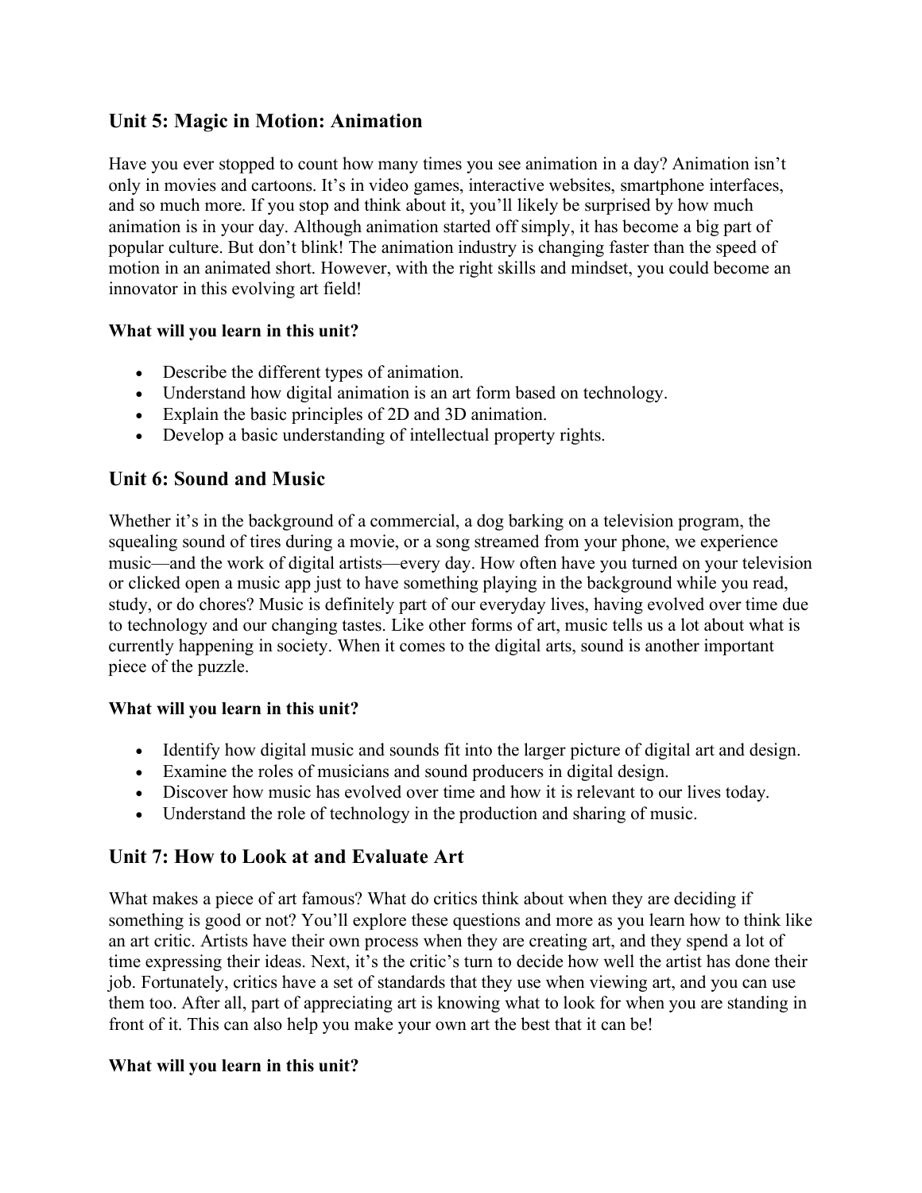## Unit 5: Magic in Motion: Animation

Have you ever stopped to count how many times you see animation in a day? Animation isn't only in movies and cartoons. It's in video games, interactive websites, smartphone interfaces, and so much more. If you stop and think about it, you'll likely be surprised by how much animation is in your day. Although animation started off simply, it has become a big part of popular culture. But don't blink! The animation industry is changing faster than the speed of motion in an animated short. However, with the right skills and mindset, you could become an innovator in this evolving art field!

**What will you learn in this unit?**

- Describe the different types of animation.
- Understand how digital animation is an art form based on technology.
- Explain the basic principles of 2D and 3D animation.
- Develop a basic understanding of intellectual property rights.

## Unit 6: Sound and Music

Whether it's in the background of a commercial, a dog barking on a television program, the squealing sound of tires during a movie, or a song streamed from your phone, we experience music—and the work of digital artists—every day. How often have you turned on your television or clicked open a music app just to have something playing in the background while you read, study, or do chores? Music is definitely part of our everyday lives, having evolved over time due to technology and our changing tastes. Like other forms of art, music tells us a lot about what is currently happening in society. When it comes to the digital arts, sound is another important piece of the puzzle.

**What will you learn in this unit?**

- Identify how digital music and sounds fit into the larger picture of digital art and design.
- Examine the roles of musicians and sound producers in digital design.
- Discover how music has evolved over time and how it is relevant to our lives today.
- Understand the role of technology in the production and sharing of music.

## Unit 7: How to Look at and Evaluate Art

What makes a piece of art famous? What do critics think about when they are deciding if something is good or not? You'll explore these questions and more as you learn how to think like an art critic. Artists have their own process when they are creating art, and they spend a lot of time expressing their ideas. Next, it's the critic's turn to decide how well the artist has done their job. Fortunately, critics have a set of standards that they use when viewing art, and you can use them too. After all, part of appreciating art is knowing what to look for when you are standing in front of it. This can also help you make your own art the best that it can be!

**What will you learn in this unit?**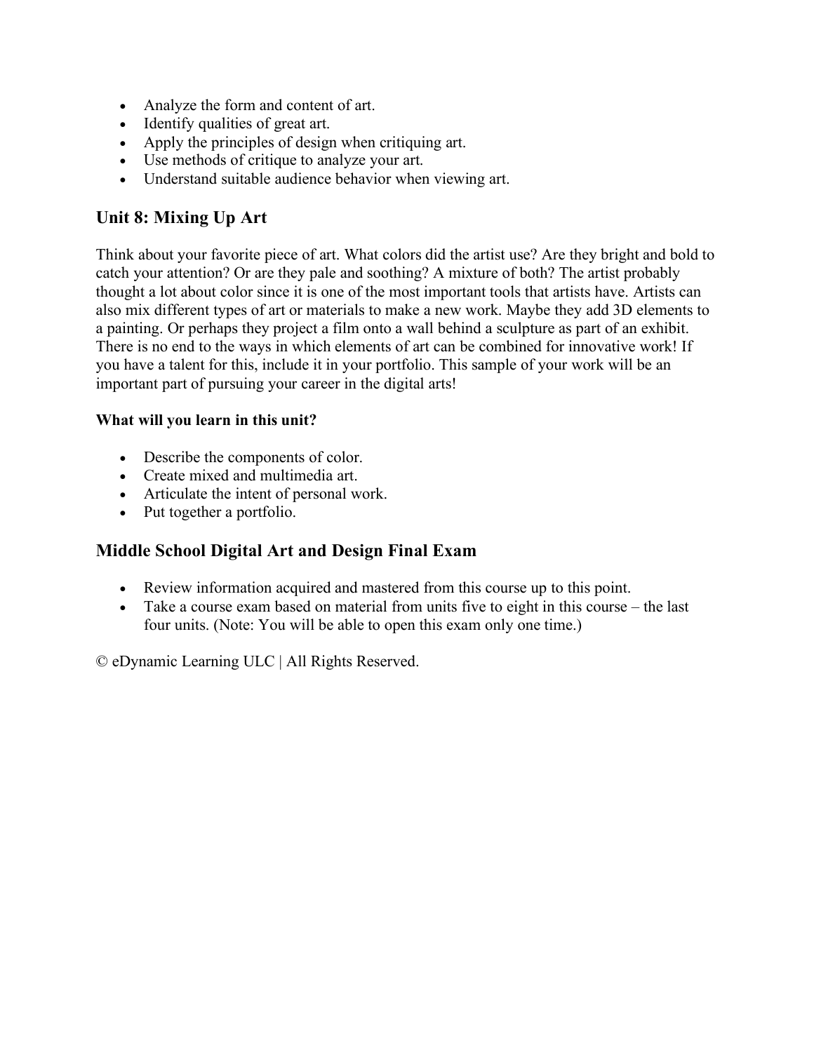- Analyze the form and content of art.
- Identify qualities of great art.
- Apply the principles of design when critiquing art.
- Use methods of critique to analyze your art.
- Understand suitable audience behavior when viewing art.

## Unit 8: Mixing Up Art

Think about your favorite piece of art. What colors did the artist use? Are they bright and bold to catch your attention? Or are they pale and soothing? A mixture of both? The artist probably thought a lot about color since it is one of the most important tools that artists have. Artists can also mix different types of art or materials to make a new work. Maybe they add 3D elements to a painting. Or perhaps they project a film onto a wall behind a sculpture as part of an exhibit. There is no end to the ways in which elements of art can be combined for innovative work! If you have a talent for this, include it in your portfolio. This sample of your work will be an important part of pursuing your career in the digital arts!

**What will you learn in this unit?**

- Describe the components of color.
- Create mixed and multimedia art.
- Articulate the intent of personal work.
- Put together a portfolio.

## Middle School Digital Art and Design Final Exam

- Review information acquired and mastered from this course up to this point.
- Take a course exam based on material from units five to eight in this course – the last four units. (Note: You will be able to open this exam only one time.)

© eDynamic Learning ULC | All Rights Reserved.